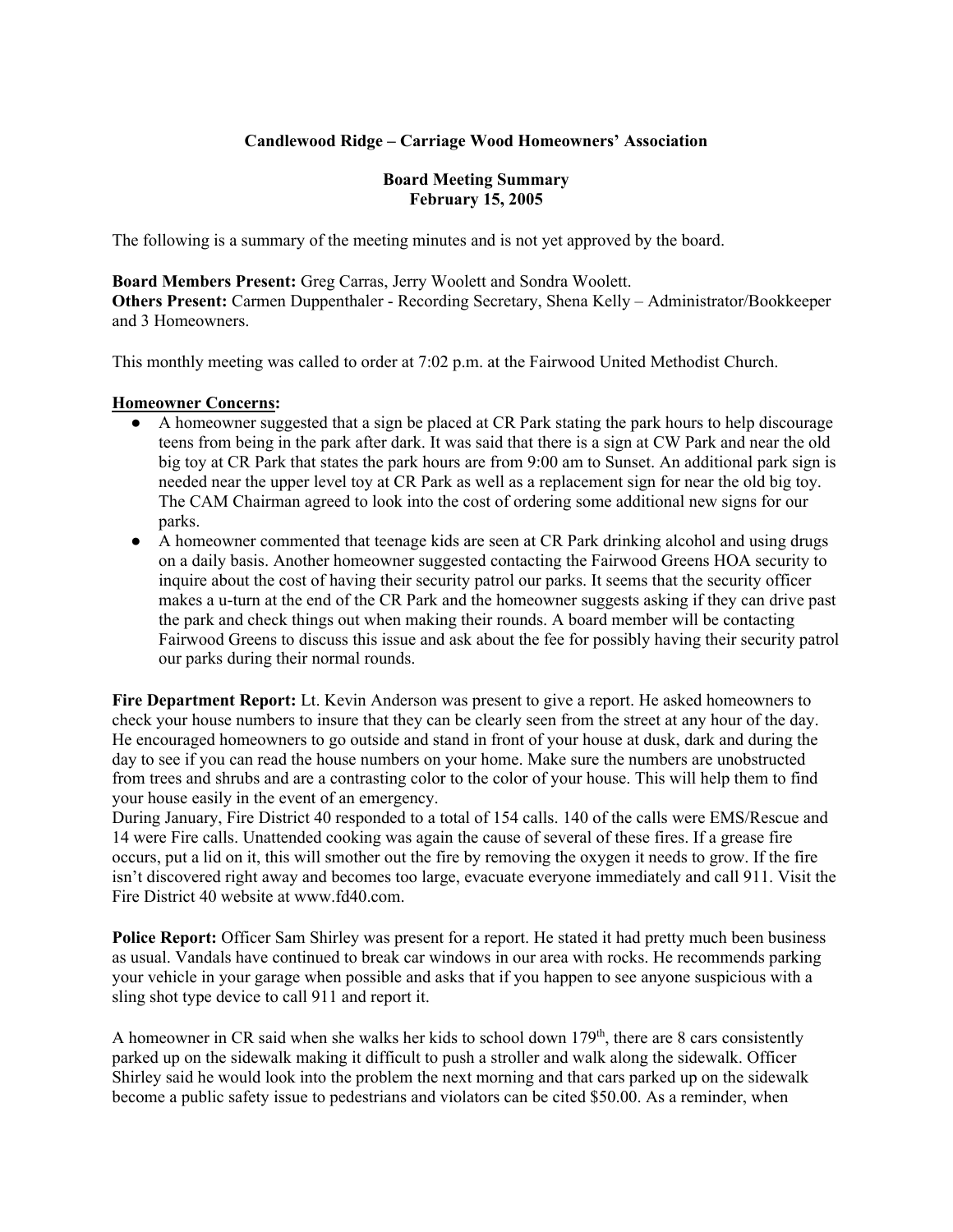**Candlewood Ridge – Carriage Wood Homeowners' Association**

**Board Meeting Summary**
**February 15, 2005**

The following is a summary of the meeting minutes and is not yet approved by the board.

**Board Members Present:** Greg Carras, Jerry Woolett and Sondra Woolett.
**Others Present:** Carmen Duppenthaler - Recording Secretary, Shena Kelly – Administrator/Bookkeeper and 3 Homeowners.

This monthly meeting was called to order at 7:02 p.m. at the Fairwood United Methodist Church.

**Homeowner Concerns:**

- A homeowner suggested that a sign be placed at CR Park stating the park hours to help discourage teens from being in the park after dark. It was said that there is a sign at CW Park and near the old big toy at CR Park that states the park hours are from 9:00 am to Sunset. An additional park sign is needed near the upper level toy at CR Park as well as a replacement sign for near the old big toy. The CAM Chairman agreed to look into the cost of ordering some additional new signs for our parks.
- A homeowner commented that teenage kids are seen at CR Park drinking alcohol and using drugs on a daily basis. Another homeowner suggested contacting the Fairwood Greens HOA security to inquire about the cost of having their security patrol our parks. It seems that the security officer makes a u-turn at the end of the CR Park and the homeowner suggests asking if they can drive past the park and check things out when making their rounds. A board member will be contacting Fairwood Greens to discuss this issue and ask about the fee for possibly having their security patrol our parks during their normal rounds.

**Fire Department Report:** Lt. Kevin Anderson was present to give a report. He asked homeowners to check your house numbers to insure that they can be clearly seen from the street at any hour of the day. He encouraged homeowners to go outside and stand in front of your house at dusk, dark and during the day to see if you can read the house numbers on your home. Make sure the numbers are unobstructed from trees and shrubs and are a contrasting color to the color of your house. This will help them to find your house easily in the event of an emergency.
During January, Fire District 40 responded to a total of 154 calls. 140 of the calls were EMS/Rescue and 14 were Fire calls. Unattended cooking was again the cause of several of these fires. If a grease fire occurs, put a lid on it, this will smother out the fire by removing the oxygen it needs to grow. If the fire isn't discovered right away and becomes too large, evacuate everyone immediately and call 911. Visit the Fire District 40 website at www.fd40.com.

**Police Report:** Officer Sam Shirley was present for a report. He stated it had pretty much been business as usual. Vandals have continued to break car windows in our area with rocks. He recommends parking your vehicle in your garage when possible and asks that if you happen to see anyone suspicious with a sling shot type device to call 911 and report it.

A homeowner in CR said when she walks her kids to school down 179th, there are 8 cars consistently parked up on the sidewalk making it difficult to push a stroller and walk along the sidewalk. Officer Shirley said he would look into the problem the next morning and that cars parked up on the sidewalk become a public safety issue to pedestrians and violators can be cited $50.00. As a reminder, when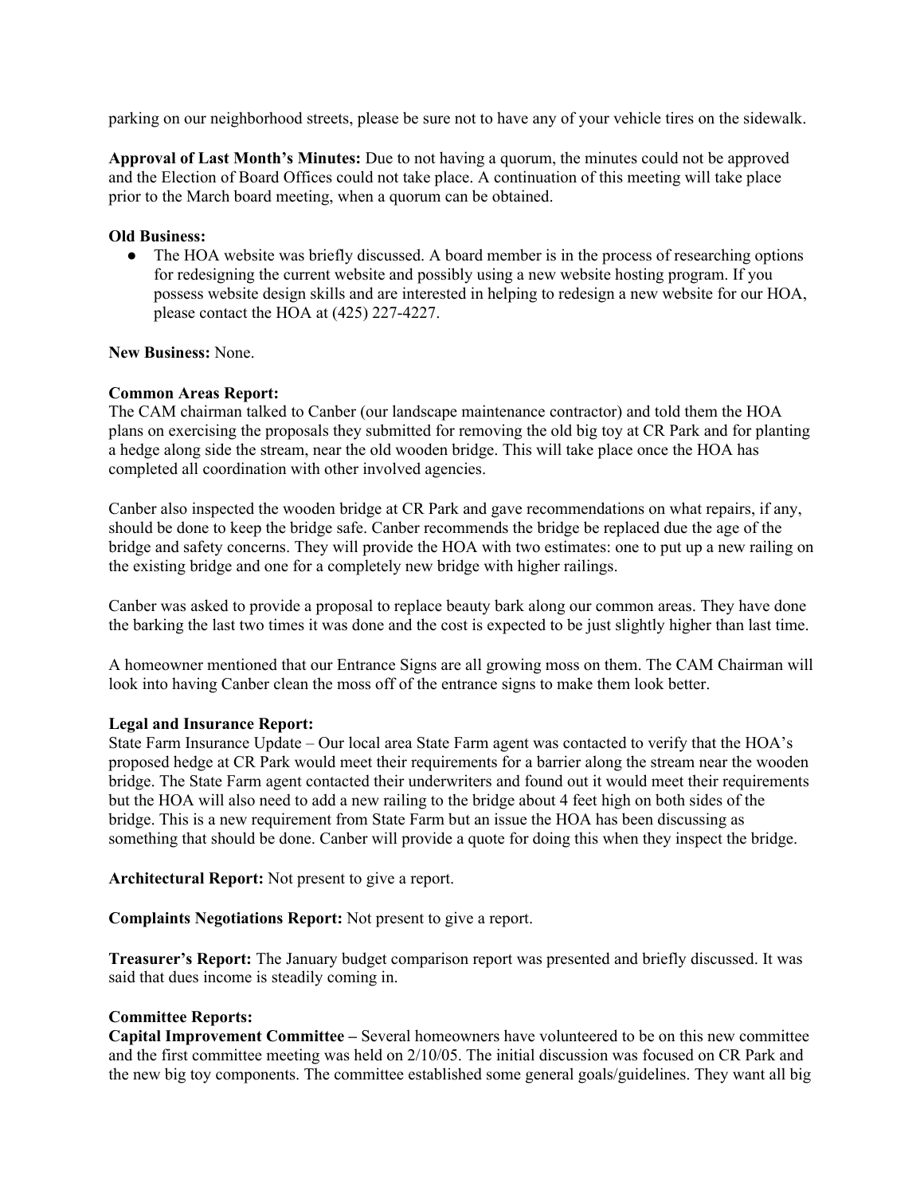parking on our neighborhood streets, please be sure not to have any of your vehicle tires on the sidewalk.

**Approval of Last Month's Minutes:** Due to not having a quorum, the minutes could not be approved and the Election of Board Offices could not take place. A continuation of this meeting will take place prior to the March board meeting, when a quorum can be obtained.

**Old Business:**

- The HOA website was briefly discussed. A board member is in the process of researching options for redesigning the current website and possibly using a new website hosting program. If you possess website design skills and are interested in helping to redesign a new website for our HOA, please contact the HOA at (425) 227-4227.

**New Business:** None.

**Common Areas Report:**
The CAM chairman talked to Canber (our landscape maintenance contractor) and told them the HOA plans on exercising the proposals they submitted for removing the old big toy at CR Park and for planting a hedge along side the stream, near the old wooden bridge. This will take place once the HOA has completed all coordination with other involved agencies.

Canber also inspected the wooden bridge at CR Park and gave recommendations on what repairs, if any, should be done to keep the bridge safe. Canber recommends the bridge be replaced due the age of the bridge and safety concerns. They will provide the HOA with two estimates: one to put up a new railing on the existing bridge and one for a completely new bridge with higher railings.

Canber was asked to provide a proposal to replace beauty bark along our common areas. They have done the barking the last two times it was done and the cost is expected to be just slightly higher than last time.

A homeowner mentioned that our Entrance Signs are all growing moss on them. The CAM Chairman will look into having Canber clean the moss off of the entrance signs to make them look better.

**Legal and Insurance Report:**
State Farm Insurance Update – Our local area State Farm agent was contacted to verify that the HOA's proposed hedge at CR Park would meet their requirements for a barrier along the stream near the wooden bridge. The State Farm agent contacted their underwriters and found out it would meet their requirements but the HOA will also need to add a new railing to the bridge about 4 feet high on both sides of the bridge. This is a new requirement from State Farm but an issue the HOA has been discussing as something that should be done. Canber will provide a quote for doing this when they inspect the bridge.

**Architectural Report:** Not present to give a report.

**Complaints Negotiations Report:** Not present to give a report.

**Treasurer's Report:** The January budget comparison report was presented and briefly discussed. It was said that dues income is steadily coming in.

**Committee Reports:**
**Capital Improvement Committee –** Several homeowners have volunteered to be on this new committee and the first committee meeting was held on 2/10/05. The initial discussion was focused on CR Park and the new big toy components. The committee established some general goals/guidelines. They want all big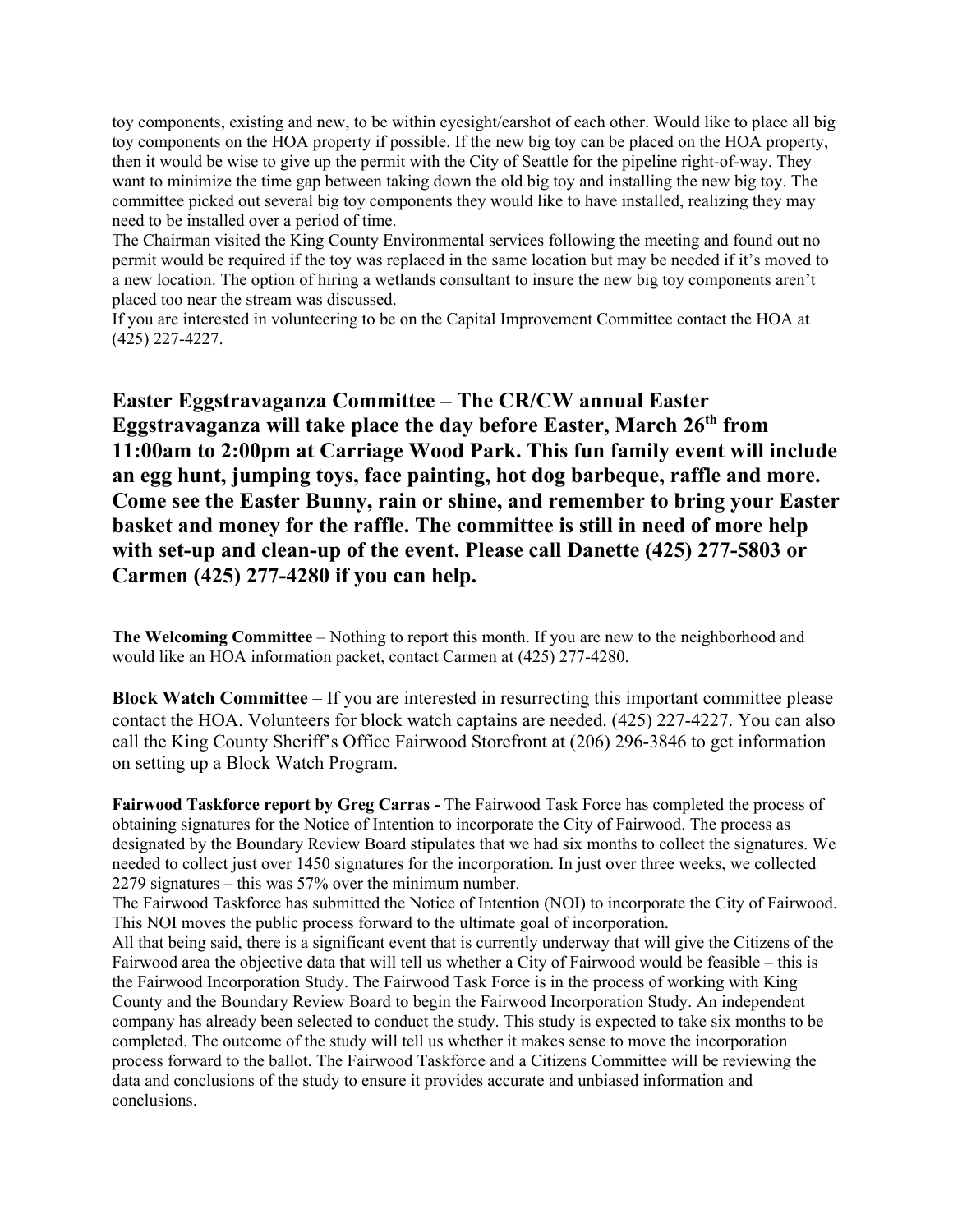toy components, existing and new, to be within eyesight/earshot of each other. Would like to place all big toy components on the HOA property if possible. If the new big toy can be placed on the HOA property, then it would be wise to give up the permit with the City of Seattle for the pipeline right-of-way. They want to minimize the time gap between taking down the old big toy and installing the new big toy. The committee picked out several big toy components they would like to have installed, realizing they may need to be installed over a period of time.

The Chairman visited the King County Environmental services following the meeting and found out no permit would be required if the toy was replaced in the same location but may be needed if it's moved to a new location. The option of hiring a wetlands consultant to insure the new big toy components aren't placed too near the stream was discussed.

If you are interested in volunteering to be on the Capital Improvement Committee contact the HOA at (425) 227-4227.

**Easter Eggstravaganza Committee – The CR/CW annual Easter Eggstravaganza will take place the day before Easter, March 26th from 11:00am to 2:00pm at Carriage Wood Park. This fun family event will include an egg hunt, jumping toys, face painting, hot dog barbeque, raffle and more. Come see the Easter Bunny, rain or shine, and remember to bring your Easter basket and money for the raffle. The committee is still in need of more help with set-up and clean-up of the event. Please call Danette (425) 277-5803 or Carmen (425) 277-4280 if you can help.**

**The Welcoming Committee** – Nothing to report this month. If you are new to the neighborhood and would like an HOA information packet, contact Carmen at (425) 277-4280.

**Block Watch Committee** – If you are interested in resurrecting this important committee please contact the HOA. Volunteers for block watch captains are needed. (425) 227-4227. You can also call the King County Sheriff's Office Fairwood Storefront at (206) 296-3846 to get information on setting up a Block Watch Program.

**Fairwood Taskforce report by Greg Carras -** The Fairwood Task Force has completed the process of obtaining signatures for the Notice of Intention to incorporate the City of Fairwood. The process as designated by the Boundary Review Board stipulates that we had six months to collect the signatures. We needed to collect just over 1450 signatures for the incorporation. In just over three weeks, we collected 2279 signatures – this was 57% over the minimum number.

The Fairwood Taskforce has submitted the Notice of Intention (NOI) to incorporate the City of Fairwood. This NOI moves the public process forward to the ultimate goal of incorporation.

All that being said, there is a significant event that is currently underway that will give the Citizens of the Fairwood area the objective data that will tell us whether a City of Fairwood would be feasible – this is the Fairwood Incorporation Study. The Fairwood Task Force is in the process of working with King County and the Boundary Review Board to begin the Fairwood Incorporation Study. An independent company has already been selected to conduct the study. This study is expected to take six months to be completed. The outcome of the study will tell us whether it makes sense to move the incorporation process forward to the ballot. The Fairwood Taskforce and a Citizens Committee will be reviewing the data and conclusions of the study to ensure it provides accurate and unbiased information and conclusions.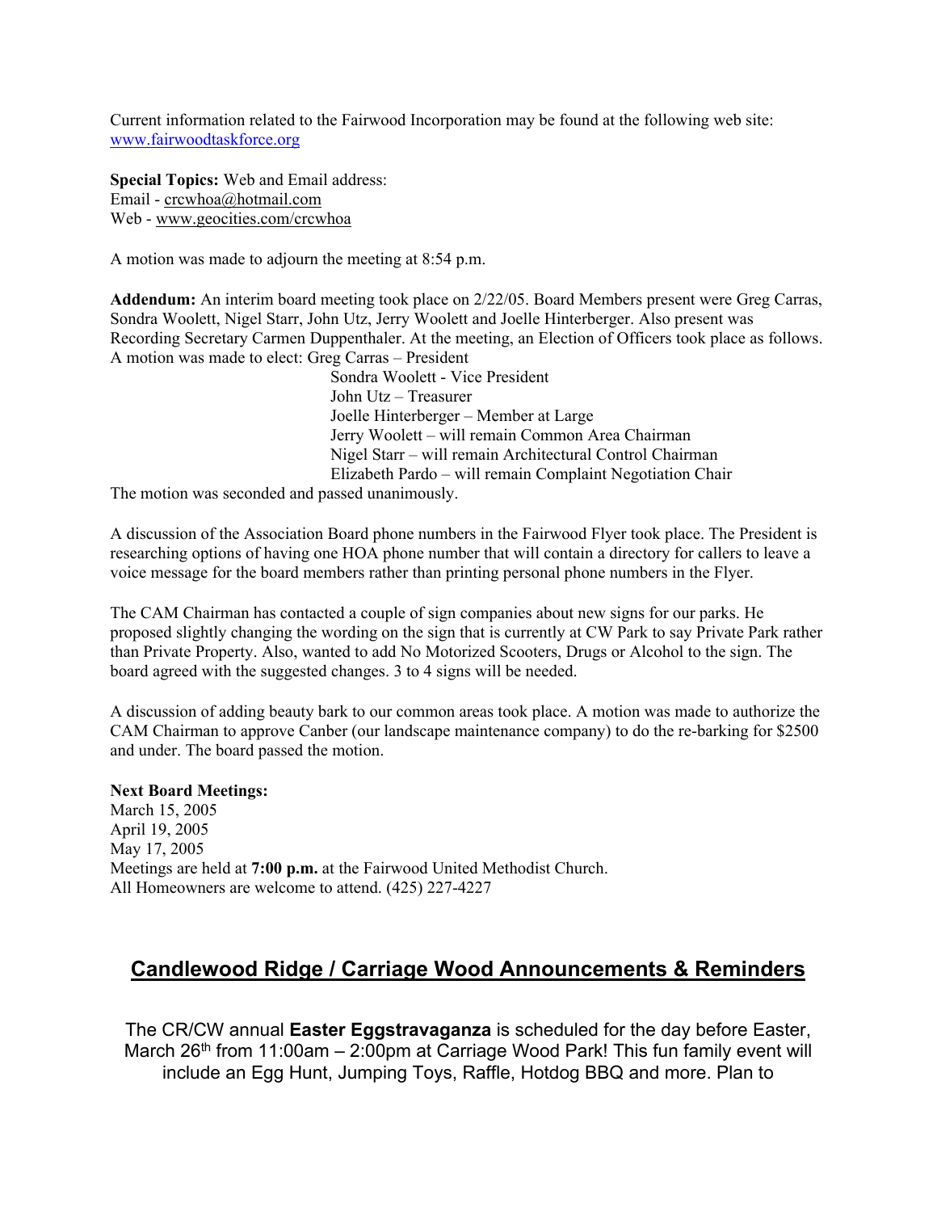Current information related to the Fairwood Incorporation may be found at the following web site: www.fairwoodtaskforce.org

**Special Topics:** Web and Email address:
Email - crcwhoa@hotmail.com
Web - www.geocities.com/crcwhoa

A motion was made to adjourn the meeting at 8:54 p.m.

**Addendum:** An interim board meeting took place on 2/22/05. Board Members present were Greg Carras, Sondra Woolett, Nigel Starr, John Utz, Jerry Woolett and Joelle Hinterberger. Also present was Recording Secretary Carmen Duppenthaler. At the meeting, an Election of Officers took place as follows. A motion was made to elect: Greg Carras – President
Sondra Woolett - Vice President
John Utz – Treasurer
Joelle Hinterberger – Member at Large
Jerry Woolett – will remain Common Area Chairman
Nigel Starr – will remain Architectural Control Chairman
Elizabeth Pardo – will remain Complaint Negotiation Chair
The motion was seconded and passed unanimously.

A discussion of the Association Board phone numbers in the Fairwood Flyer took place. The President is researching options of having one HOA phone number that will contain a directory for callers to leave a voice message for the board members rather than printing personal phone numbers in the Flyer.

The CAM Chairman has contacted a couple of sign companies about new signs for our parks. He proposed slightly changing the wording on the sign that is currently at CW Park to say Private Park rather than Private Property. Also, wanted to add No Motorized Scooters, Drugs or Alcohol to the sign. The board agreed with the suggested changes. 3 to 4 signs will be needed.

A discussion of adding beauty bark to our common areas took place. A motion was made to authorize the CAM Chairman to approve Canber (our landscape maintenance company) to do the re-barking for $2500 and under. The board passed the motion.

**Next Board Meetings:**
March 15, 2005
April 19, 2005
May 17, 2005
Meetings are held at **7:00 p.m.** at the Fairwood United Methodist Church.
All Homeowners are welcome to attend. (425) 227-4227

## Candlewood Ridge / Carriage Wood Announcements & Reminders

The CR/CW annual **Easter Eggstravaganza** is scheduled for the day before Easter, March 26th from 11:00am – 2:00pm at Carriage Wood Park! This fun family event will include an Egg Hunt, Jumping Toys, Raffle, Hotdog BBQ and more. Plan to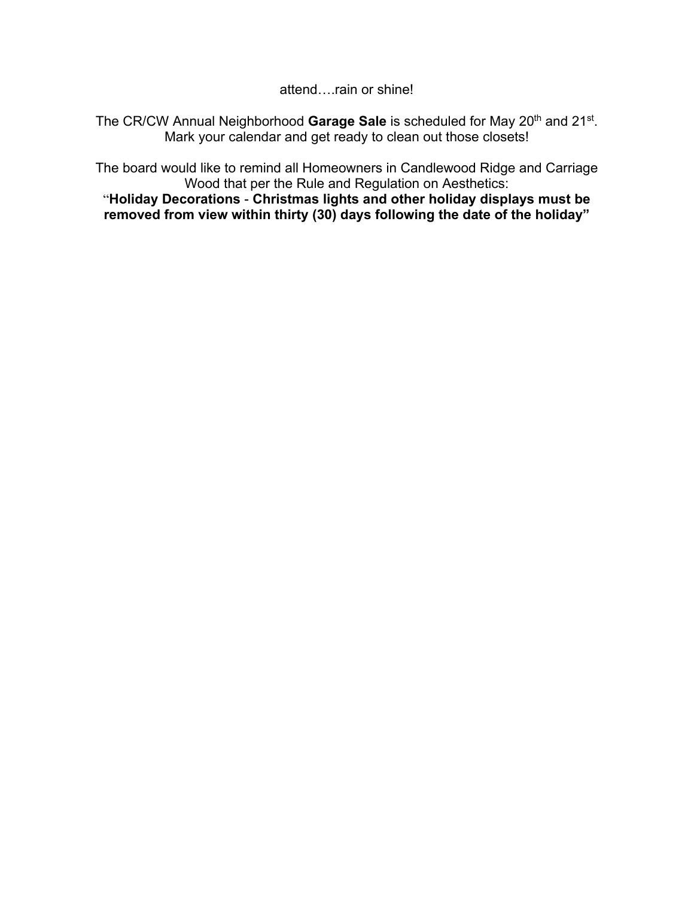attend….rain or shine!

The CR/CW Annual Neighborhood **Garage Sale** is scheduled for May 20th and 21st. Mark your calendar and get ready to clean out those closets!

The board would like to remind all Homeowners in Candlewood Ridge and Carriage Wood that per the Rule and Regulation on Aesthetics:
"**Holiday Decorations** - **Christmas lights and other holiday displays must be removed from view within thirty (30) days following the date of the holiday"**